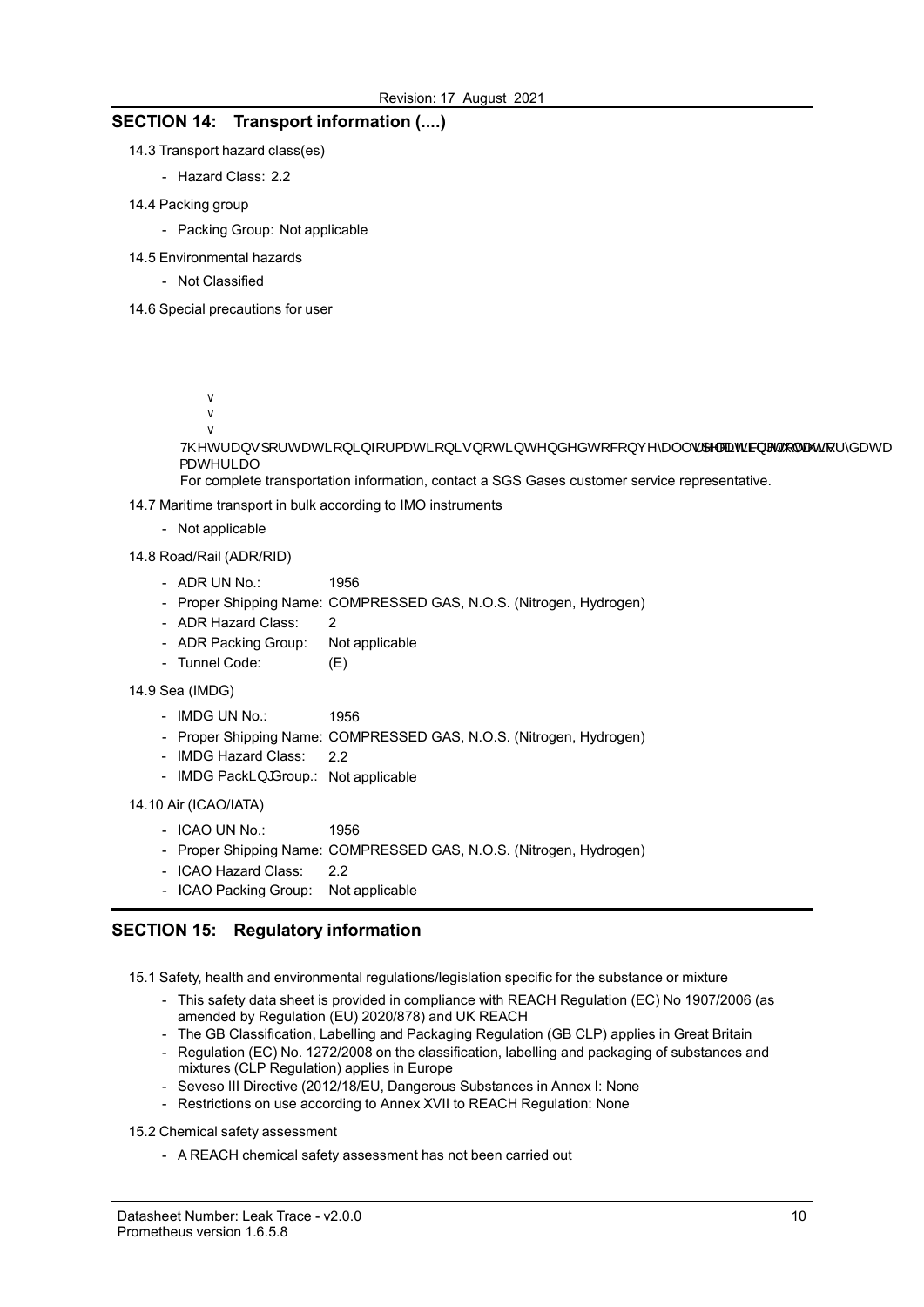## SECTION 14: Transport information (....)

14.3 Transport hazard class(es)

- Hazard Class: 2.2

14.4 Packing group

- Packing Group: Not applicable

14.5 Environmental hazards

- Not Classified

14.6 Special precautions for user

v
v
v

7KHWUDQVSRUWDWLRQLQIRUPDWLRQLVQRWLQWHQGHGWRFRQYH\DOOVSHFLILFUHJXODWRU\GDWD PDWHULDO

For complete transportation information, contact a SGS Gases customer service representative.

14.7 Maritime transport in bulk according to IMO instruments

- Not applicable

14.8 Road/Rail (ADR/RID)

- ADR UN No.: 1956
- Proper Shipping Name: COMPRESSED GAS, N.O.S. (Nitrogen, Hydrogen)
- ADR Hazard Class: 2
- ADR Packing Group: Not applicable
- Tunnel Code: (E)

14.9 Sea (IMDG)

- IMDG UN No.: 1956
- Proper Shipping Name: COMPRESSED GAS, N.O.S. (Nitrogen, Hydrogen)
- IMDG Hazard Class: 2.2
- IMDG PackLQJGroup.: Not applicable

14.10 Air (ICAO/IATA)

- ICAO UN No.: 1956
- Proper Shipping Name: COMPRESSED GAS, N.O.S. (Nitrogen, Hydrogen)
- ICAO Hazard Class: 2.2
- ICAO Packing Group: Not applicable

## SECTION 15: Regulatory information

15.1 Safety, health and environmental regulations/legislation specific for the substance or mixture

- This safety data sheet is provided in compliance with REACH Regulation (EC) No 1907/2006 (as amended by Regulation (EU) 2020/878) and UK REACH
- The GB Classification, Labelling and Packaging Regulation (GB CLP) applies in Great Britain
- Regulation (EC) No. 1272/2008 on the classification, labelling and packaging of substances and mixtures (CLP Regulation) applies in Europe
- Seveso III Directive (2012/18/EU, Dangerous Substances in Annex I: None
- Restrictions on use according to Annex XVII to REACH Regulation: None

15.2 Chemical safety assessment

- A REACH chemical safety assessment has not been carried out

Datasheet Number: Leak Trace - v2.0.0
Prometheus version 1.6.5.8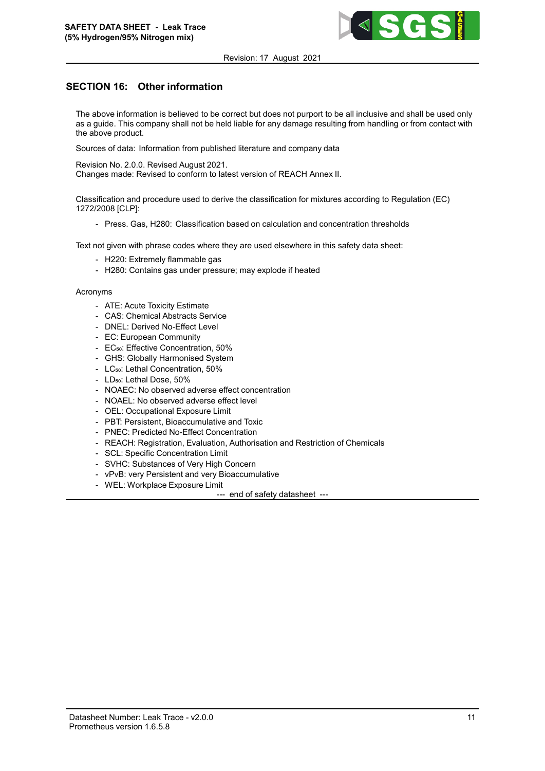## SECTION 16: Other information

The above information is believed to be correct but does not purport to be all inclusive and shall be used only as a guide. This company shall not be held liable for any damage resulting from handling or from contact with the above product.

Sources of data: Information from published literature and company data

Revision No. 2.0.0. Revised August 2021.
Changes made: Revised to conform to latest version of REACH Annex II.

Classification and procedure used to derive the classification for mixtures according to Regulation (EC) 1272/2008 [CLP]:

- Press. Gas, H280: Classification based on calculation and concentration thresholds

Text not given with phrase codes where they are used elsewhere in this safety data sheet:

- H220: Extremely flammable gas
- H280: Contains gas under pressure; may explode if heated

Acronyms

- ATE: Acute Toxicity Estimate
- CAS: Chemical Abstracts Service
- DNEL: Derived No-Effect Level
- EC: European Community
- $EC_{50}$: Effective Concentration, 50%
- GHS: Globally Harmonised System
- $LC_{50}$: Lethal Concentration, 50%
- $LD_{50}$: Lethal Dose, 50%
- NOAEC: No observed adverse effect concentration
- NOAEL: No observed adverse effect level
- OEL: Occupational Exposure Limit
- PBT: Persistent, Bioaccumulative and Toxic
- PNEC: Predicted No-Effect Concentration
- REACH: Registration, Evaluation, Authorisation and Restriction of Chemicals
- SCL: Specific Concentration Limit
- SVHC: Substances of Very High Concern
- vPvB: very Persistent and very Bioaccumulative
- WEL: Workplace Exposure Limit

--- end of safety datasheet ---